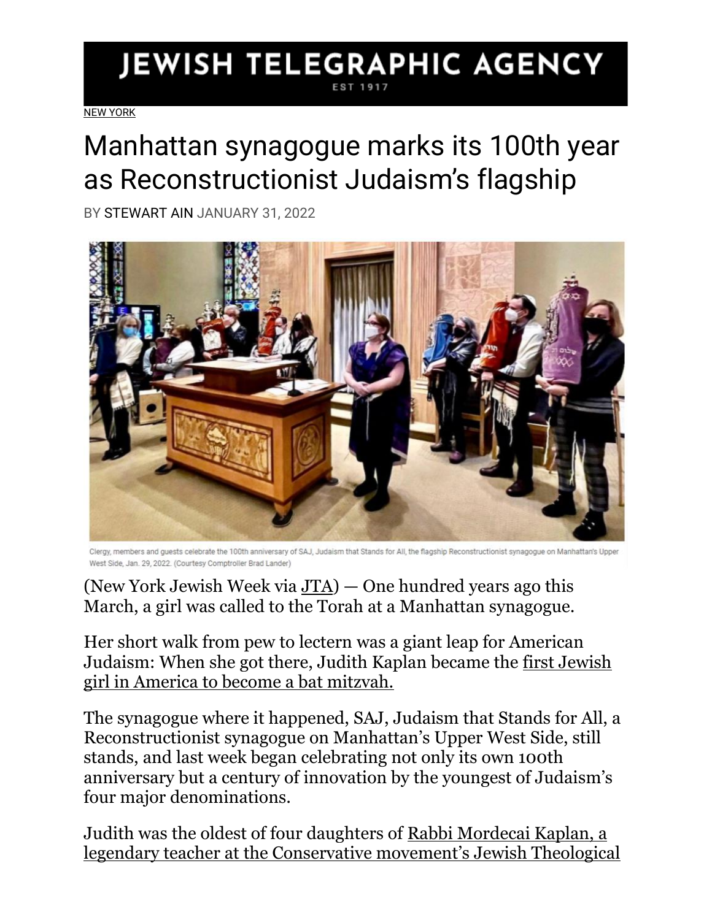# JEWISH TELEGRAPHIC AGENCY

EST 1917

NEW YORK

# Manhattan synagogue marks its 100th year as Reconstructionist Judaism's flagship

BY STEWART AIN JANUARY 31, 2022

Clergy, members and guests celebrate the 100th anniversary of SAJ, Judaism that Stands for All, the flagship Reconstructionist synagogue on Manhattan's Upper West Side, Jan. 29, 2022. (Courtesy Comptroller Brad Lander)

(New York Jewish Week via JTA) — One hundred years ago this March, a girl was called to the Torah at a Manhattan synagogue.

Her short walk from pew to lectern was a giant leap for American Judaism: When she got there, Judith Kaplan became the first Jewish girl in America to become a bat mitzvah.

The synagogue where it happened, SAJ, Judaism that Stands for All, a Reconstructionist synagogue on Manhattan's Upper West Side, still stands, and last week began celebrating not only its own 100th anniversary but a century of innovation by the youngest of Judaism's four major denominations.

Judith was the oldest of four daughters of Rabbi Mordecai Kaplan, a legendary teacher at the Conservative movement's Jewish Theological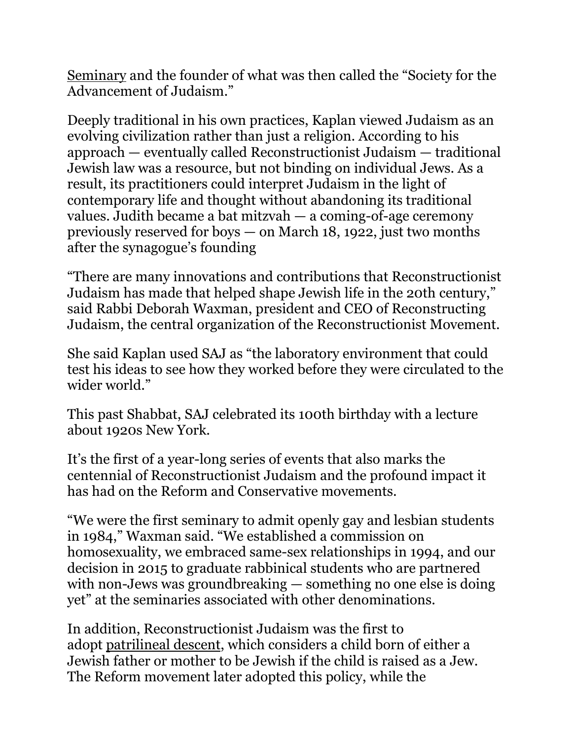Seminary and the founder of what was then called the "Society for the Advancement of Judaism."

Deeply traditional in his own practices, Kaplan viewed Judaism as an evolving civilization rather than just a religion. According to his approach — eventually called Reconstructionist Judaism — traditional Jewish law was a resource, but not binding on individual Jews. As a result, its practitioners could interpret Judaism in the light of contemporary life and thought without abandoning its traditional values. Judith became a bat mitzvah — a coming-of-age ceremony previously reserved for boys — on March 18, 1922, just two months after the synagogue's founding

"There are many innovations and contributions that Reconstructionist Judaism has made that helped shape Jewish life in the 20th century," said Rabbi Deborah Waxman, president and CEO of Reconstructing Judaism, the central organization of the Reconstructionist Movement.

She said Kaplan used SAJ as "the laboratory environment that could test his ideas to see how they worked before they were circulated to the wider world."

This past Shabbat, SAJ celebrated its 100th birthday with a lecture about 1920s New York.

It's the first of a year-long series of events that also marks the centennial of Reconstructionist Judaism and the profound impact it has had on the Reform and Conservative movements.

"We were the first seminary to admit openly gay and lesbian students in 1984," Waxman said. "We established a commission on homosexuality, we embraced same-sex relationships in 1994, and our decision in 2015 to graduate rabbinical students who are partnered with non-Jews was groundbreaking — something no one else is doing yet" at the seminaries associated with other denominations.

In addition, Reconstructionist Judaism was the first to adopt patrilineal descent, which considers a child born of either a Jewish father or mother to be Jewish if the child is raised as a Jew. The Reform movement later adopted this policy, while the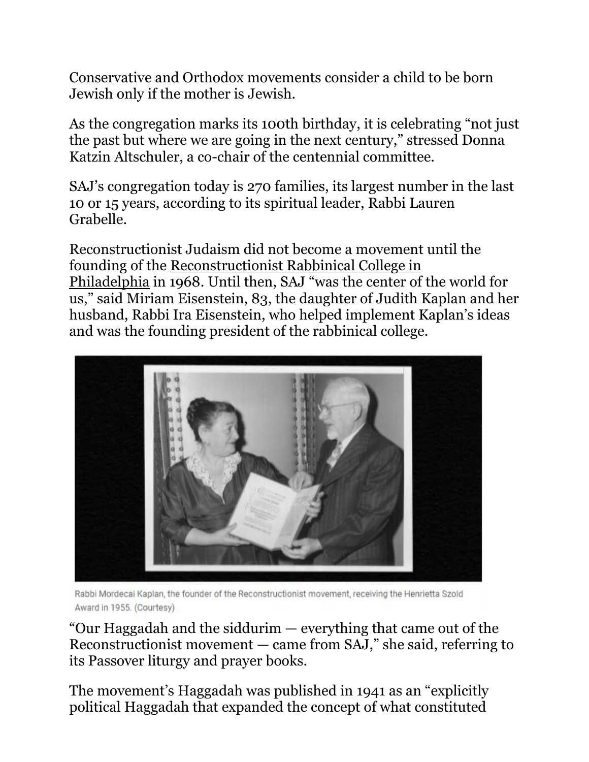Conservative and Orthodox movements consider a child to be born Jewish only if the mother is Jewish.

As the congregation marks its 100th birthday, it is celebrating "not just the past but where we are going in the next century," stressed Donna Katzin Altschuler, a co-chair of the centennial committee.

SAJ's congregation today is 270 families, its largest number in the last 10 or 15 years, according to its spiritual leader, Rabbi Lauren Grabelle.

Reconstructionist Judaism did not become a movement until the founding of the Reconstructionist Rabbinical College in Philadelphia in 1968. Until then, SAJ "was the center of the world for us," said Miriam Eisenstein, 83, the daughter of Judith Kaplan and her husband, Rabbi Ira Eisenstein, who helped implement Kaplan's ideas and was the founding president of the rabbinical college.

Rabbi Mordecai Kaplan, the founder of the Reconstructionist movement, receiving the Henrietta Szold Award in 1955. (Courtesy)

"Our Haggadah and the siddurim — everything that came out of the Reconstructionist movement — came from SAJ," she said, referring to its Passover liturgy and prayer books.

The movement's Haggadah was published in 1941 as an "explicitly political Haggadah that expanded the concept of what constituted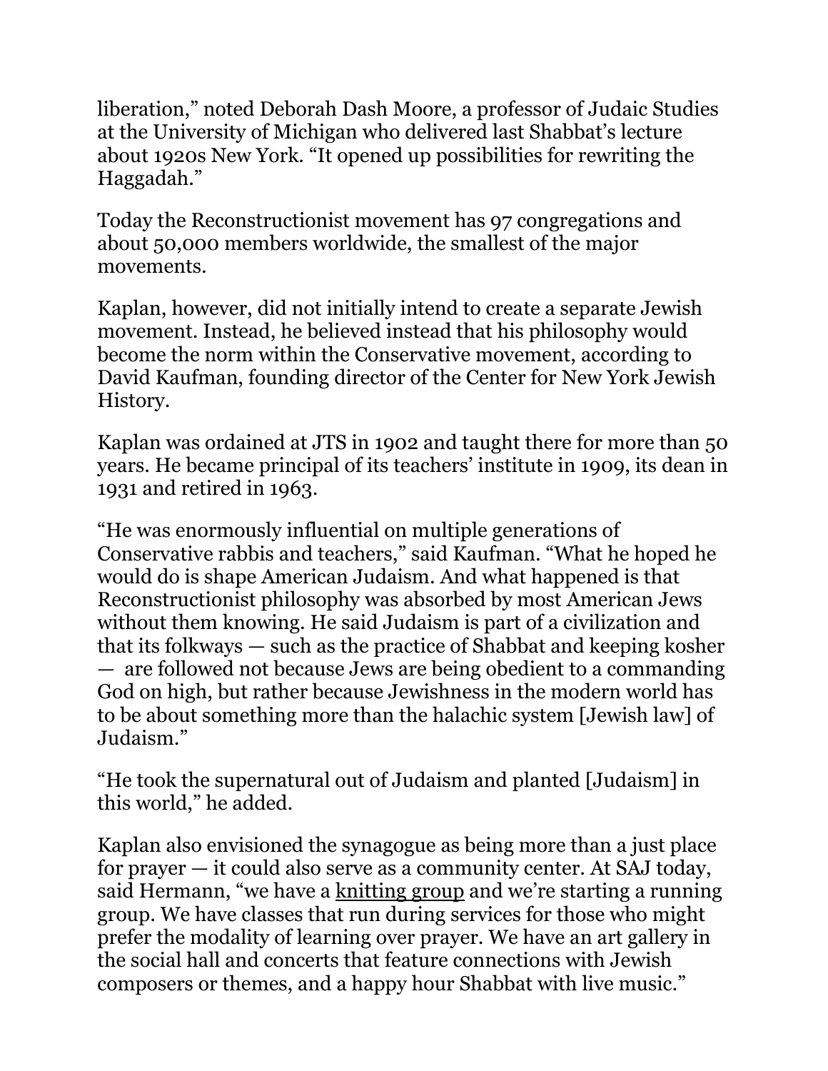liberation," noted Deborah Dash Moore, a professor of Judaic Studies at the University of Michigan who delivered last Shabbat's lecture about 1920s New York. "It opened up possibilities for rewriting the Haggadah."

Today the Reconstructionist movement has 97 congregations and about 50,000 members worldwide, the smallest of the major movements.

Kaplan, however, did not initially intend to create a separate Jewish movement. Instead, he believed instead that his philosophy would become the norm within the Conservative movement, according to David Kaufman, founding director of the Center for New York Jewish History.

Kaplan was ordained at JTS in 1902 and taught there for more than 50 years. He became principal of its teachers' institute in 1909, its dean in 1931 and retired in 1963.

"He was enormously influential on multiple generations of Conservative rabbis and teachers," said Kaufman. "What he hoped he would do is shape American Judaism. And what happened is that Reconstructionist philosophy was absorbed by most American Jews without them knowing. He said Judaism is part of a civilization and that its folkways — such as the practice of Shabbat and keeping kosher — are followed not because Jews are being obedient to a commanding God on high, but rather because Jewishness in the modern world has to be about something more than the halachic system [Jewish law] of Judaism."

"He took the supernatural out of Judaism and planted [Judaism] in this world," he added.

Kaplan also envisioned the synagogue as being more than a just place for prayer — it could also serve as a community center. At SAJ today, said Hermann, "we have a knitting group and we're starting a running group. We have classes that run during services for those who might prefer the modality of learning over prayer. We have an art gallery in the social hall and concerts that feature connections with Jewish composers or themes, and a happy hour Shabbat with live music."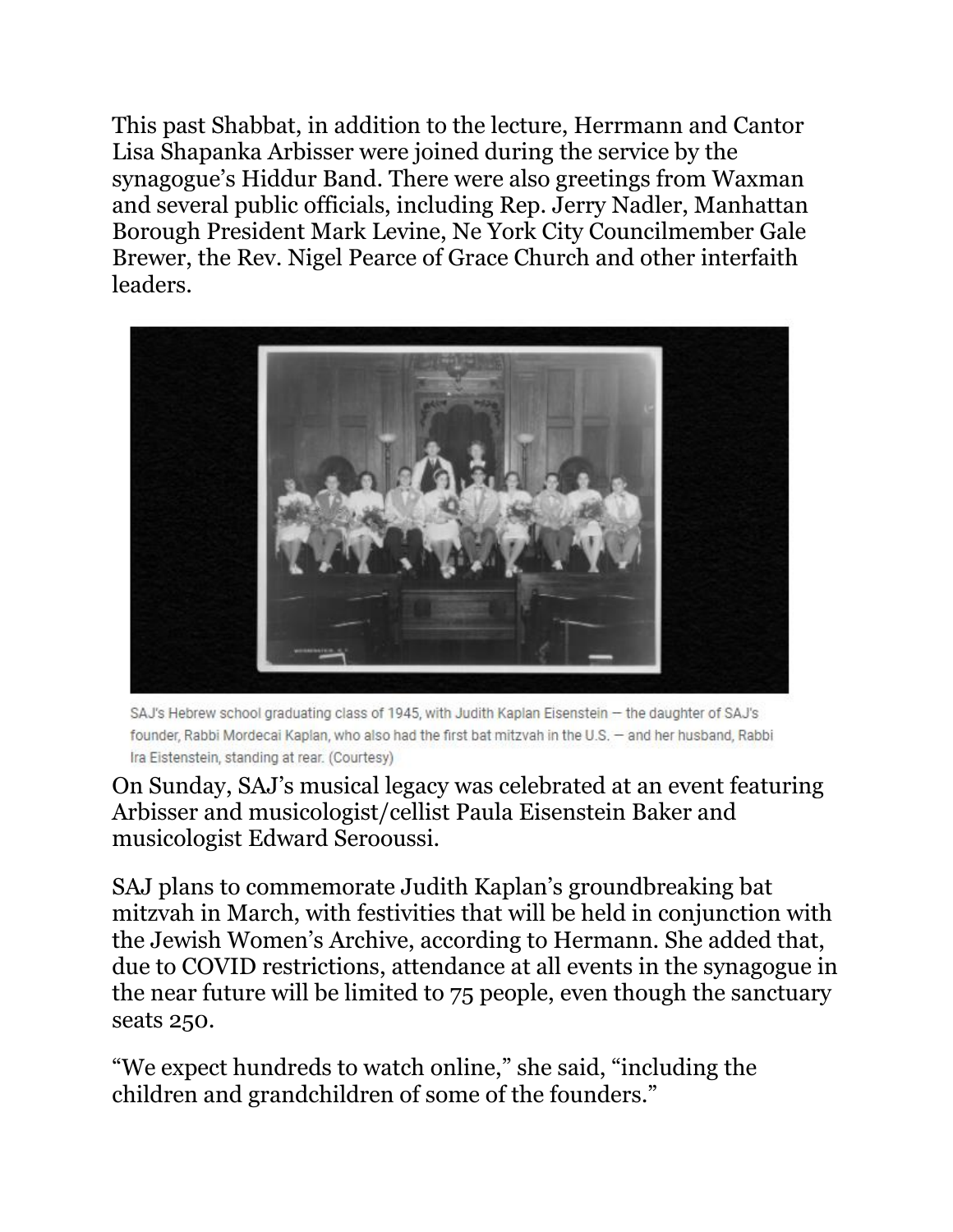This past Shabbat, in addition to the lecture, Herrmann and Cantor Lisa Shapanka Arbisser were joined during the service by the synagogue's Hiddur Band. There were also greetings from Waxman and several public officials, including Rep. Jerry Nadler, Manhattan Borough President Mark Levine, Ne York City Councilmember Gale Brewer, the Rev. Nigel Pearce of Grace Church and other interfaith leaders.

SAJ's Hebrew school graduating class of 1945, with Judith Kaplan Eisenstein — the daughter of SAJ's founder, Rabbi Mordecai Kaplan, who also had the first bat mitzvah in the U.S. — and her husband, Rabbi Ira Eistenstein, standing at rear. (Courtesy)

On Sunday, SAJ's musical legacy was celebrated at an event featuring Arbisser and musicologist/cellist Paula Eisenstein Baker and musicologist Edward Serooussi.

SAJ plans to commemorate Judith Kaplan's groundbreaking bat mitzvah in March, with festivities that will be held in conjunction with the Jewish Women's Archive, according to Hermann. She added that, due to COVID restrictions, attendance at all events in the synagogue in the near future will be limited to 75 people, even though the sanctuary seats 250.

"We expect hundreds to watch online," she said, "including the children and grandchildren of some of the founders."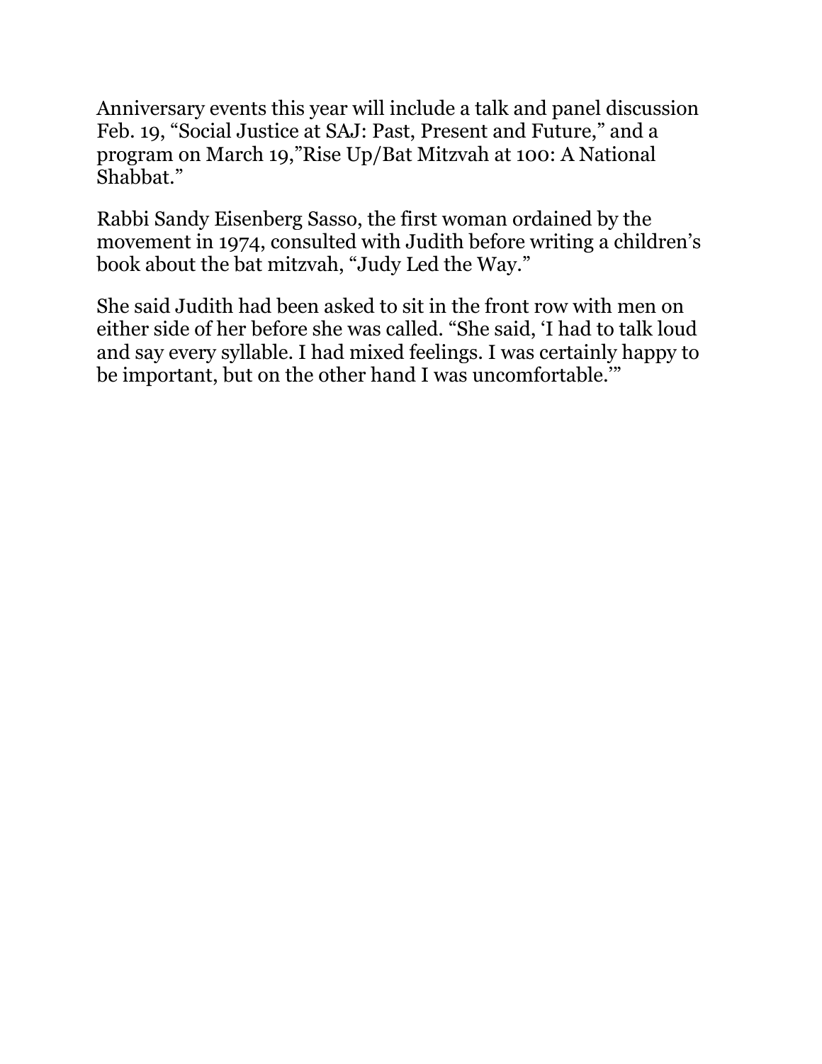Anniversary events this year will include a talk and panel discussion Feb. 19, “Social Justice at SAJ: Past, Present and Future,” and a program on March 19,”Rise Up/Bat Mitzvah at 100: A National Shabbat.”

Rabbi Sandy Eisenberg Sasso, the first woman ordained by the movement in 1974, consulted with Judith before writing a children’s book about the bat mitzvah, “Judy Led the Way.”

She said Judith had been asked to sit in the front row with men on either side of her before she was called. “She said, ‘I had to talk loud and say every syllable. I had mixed feelings. I was certainly happy to be important, but on the other hand I was uncomfortable.’”